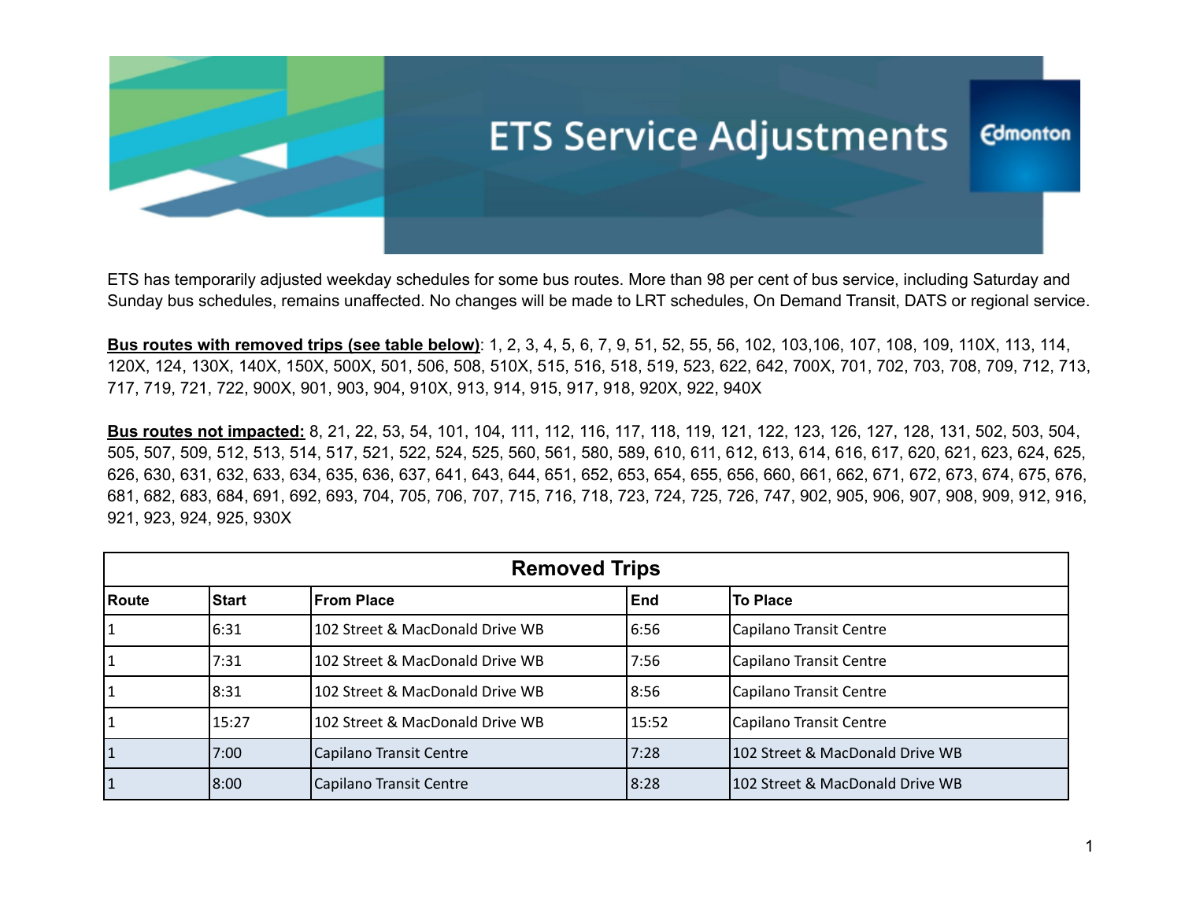# ETS Service Adjustments

Edmonton

ETS has temporarily adjusted weekday schedules for some bus routes. More than 98 per cent of bus service, including Saturday and Sunday bus schedules, remains unaffected. No changes will be made to LRT schedules, On Demand Transit, DATS or regional service.

**Bus routes with removed trips (see table below)**: 1, 2, 3, 4, 5, 6, 7, 9, 51, 52, 55, 56, 102, 103,106, 107, 108, 109, 110X, 113, 114, 120X, 124, 130X, 140X, 150X, 500X, 501, 506, 508, 510X, 515, 516, 518, 519, 523, 622, 642, 700X, 701, 702, 703, 708, 709, 712, 713, 717, 719, 721, 722, 900X, 901, 903, 904, 910X, 913, 914, 915, 917, 918, 920X, 922, 940X

**Bus routes not impacted:** 8, 21, 22, 53, 54, 101, 104, 111, 112, 116, 117, 118, 119, 121, 122, 123, 126, 127, 128, 131, 502, 503, 504, 505, 507, 509, 512, 513, 514, 517, 521, 522, 524, 525, 560, 561, 580, 589, 610, 611, 612, 613, 614, 616, 617, 620, 621, 623, 624, 625, 626, 630, 631, 632, 633, 634, 635, 636, 637, 641, 643, 644, 651, 652, 653, 654, 655, 656, 660, 661, 662, 671, 672, 673, 674, 675, 676, 681, 682, 683, 684, 691, 692, 693, 704, 705, 706, 707, 715, 716, 718, 723, 724, 725, 726, 747, 902, 905, 906, 907, 908, 909, 912, 916, 921, 923, 924, 925, 930X

**Removed Trips**

| Route | Start | From Place | End | To Place |
|---|---|---|---|---|
| 1 | 6:31 | 102 Street & MacDonald Drive WB | 6:56 | Capilano Transit Centre |
| 1 | 7:31 | 102 Street & MacDonald Drive WB | 7:56 | Capilano Transit Centre |
| 1 | 8:31 | 102 Street & MacDonald Drive WB | 8:56 | Capilano Transit Centre |
| 1 | 15:27 | 102 Street & MacDonald Drive WB | 15:52 | Capilano Transit Centre |
| 1 | 7:00 | Capilano Transit Centre | 7:28 | 102 Street & MacDonald Drive WB |
| 1 | 8:00 | Capilano Transit Centre | 8:28 | 102 Street & MacDonald Drive WB |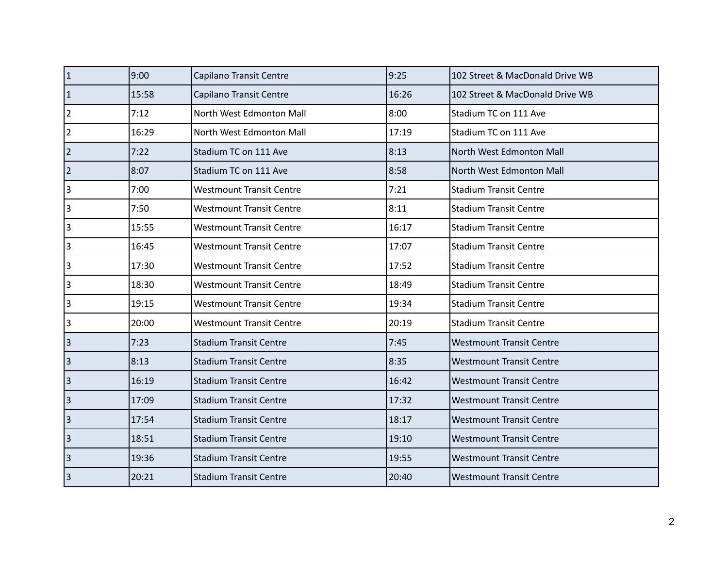| | | | | |
|---|---|---|---|---|
| 1 | 9:00 | Capilano Transit Centre | 9:25 | 102 Street & MacDonald Drive WB |
| 1 | 15:58 | Capilano Transit Centre | 16:26 | 102 Street & MacDonald Drive WB |
| 2 | 7:12 | North West Edmonton Mall | 8:00 | Stadium TC on 111 Ave |
| 2 | 16:29 | North West Edmonton Mall | 17:19 | Stadium TC on 111 Ave |
| 2 | 7:22 | Stadium TC on 111 Ave | 8:13 | North West Edmonton Mall |
| 2 | 8:07 | Stadium TC on 111 Ave | 8:58 | North West Edmonton Mall |
| 3 | 7:00 | Westmount Transit Centre | 7:21 | Stadium Transit Centre |
| 3 | 7:50 | Westmount Transit Centre | 8:11 | Stadium Transit Centre |
| 3 | 15:55 | Westmount Transit Centre | 16:17 | Stadium Transit Centre |
| 3 | 16:45 | Westmount Transit Centre | 17:07 | Stadium Transit Centre |
| 3 | 17:30 | Westmount Transit Centre | 17:52 | Stadium Transit Centre |
| 3 | 18:30 | Westmount Transit Centre | 18:49 | Stadium Transit Centre |
| 3 | 19:15 | Westmount Transit Centre | 19:34 | Stadium Transit Centre |
| 3 | 20:00 | Westmount Transit Centre | 20:19 | Stadium Transit Centre |
| 3 | 7:23 | Stadium Transit Centre | 7:45 | Westmount Transit Centre |
| 3 | 8:13 | Stadium Transit Centre | 8:35 | Westmount Transit Centre |
| 3 | 16:19 | Stadium Transit Centre | 16:42 | Westmount Transit Centre |
| 3 | 17:09 | Stadium Transit Centre | 17:32 | Westmount Transit Centre |
| 3 | 17:54 | Stadium Transit Centre | 18:17 | Westmount Transit Centre |
| 3 | 18:51 | Stadium Transit Centre | 19:10 | Westmount Transit Centre |
| 3 | 19:36 | Stadium Transit Centre | 19:55 | Westmount Transit Centre |
| 3 | 20:21 | Stadium Transit Centre | 20:40 | Westmount Transit Centre |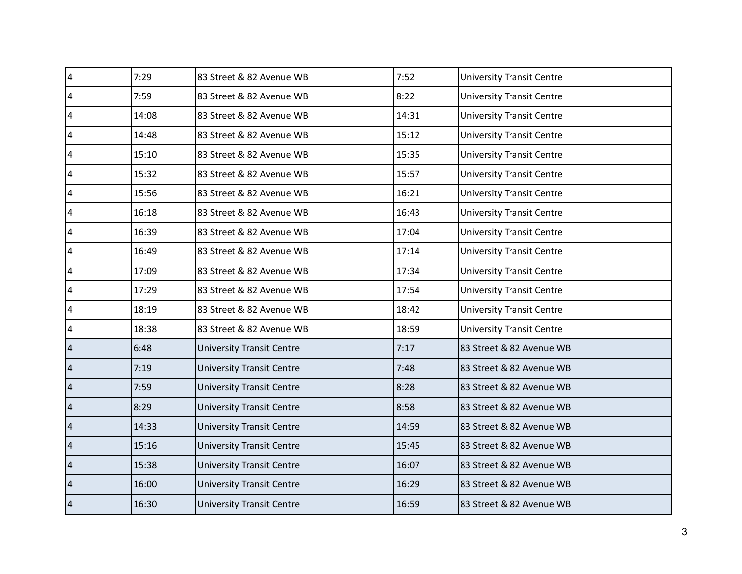| | | | | |
|---|---|---|---|---|
| 4 | 7:29 | 83 Street & 82 Avenue WB | 7:52 | University Transit Centre |
| 4 | 7:59 | 83 Street & 82 Avenue WB | 8:22 | University Transit Centre |
| 4 | 14:08 | 83 Street & 82 Avenue WB | 14:31 | University Transit Centre |
| 4 | 14:48 | 83 Street & 82 Avenue WB | 15:12 | University Transit Centre |
| 4 | 15:10 | 83 Street & 82 Avenue WB | 15:35 | University Transit Centre |
| 4 | 15:32 | 83 Street & 82 Avenue WB | 15:57 | University Transit Centre |
| 4 | 15:56 | 83 Street & 82 Avenue WB | 16:21 | University Transit Centre |
| 4 | 16:18 | 83 Street & 82 Avenue WB | 16:43 | University Transit Centre |
| 4 | 16:39 | 83 Street & 82 Avenue WB | 17:04 | University Transit Centre |
| 4 | 16:49 | 83 Street & 82 Avenue WB | 17:14 | University Transit Centre |
| 4 | 17:09 | 83 Street & 82 Avenue WB | 17:34 | University Transit Centre |
| 4 | 17:29 | 83 Street & 82 Avenue WB | 17:54 | University Transit Centre |
| 4 | 18:19 | 83 Street & 82 Avenue WB | 18:42 | University Transit Centre |
| 4 | 18:38 | 83 Street & 82 Avenue WB | 18:59 | University Transit Centre |
| 4 | 6:48 | University Transit Centre | 7:17 | 83 Street & 82 Avenue WB |
| 4 | 7:19 | University Transit Centre | 7:48 | 83 Street & 82 Avenue WB |
| 4 | 7:59 | University Transit Centre | 8:28 | 83 Street & 82 Avenue WB |
| 4 | 8:29 | University Transit Centre | 8:58 | 83 Street & 82 Avenue WB |
| 4 | 14:33 | University Transit Centre | 14:59 | 83 Street & 82 Avenue WB |
| 4 | 15:16 | University Transit Centre | 15:45 | 83 Street & 82 Avenue WB |
| 4 | 15:38 | University Transit Centre | 16:07 | 83 Street & 82 Avenue WB |
| 4 | 16:00 | University Transit Centre | 16:29 | 83 Street & 82 Avenue WB |
| 4 | 16:30 | University Transit Centre | 16:59 | 83 Street & 82 Avenue WB |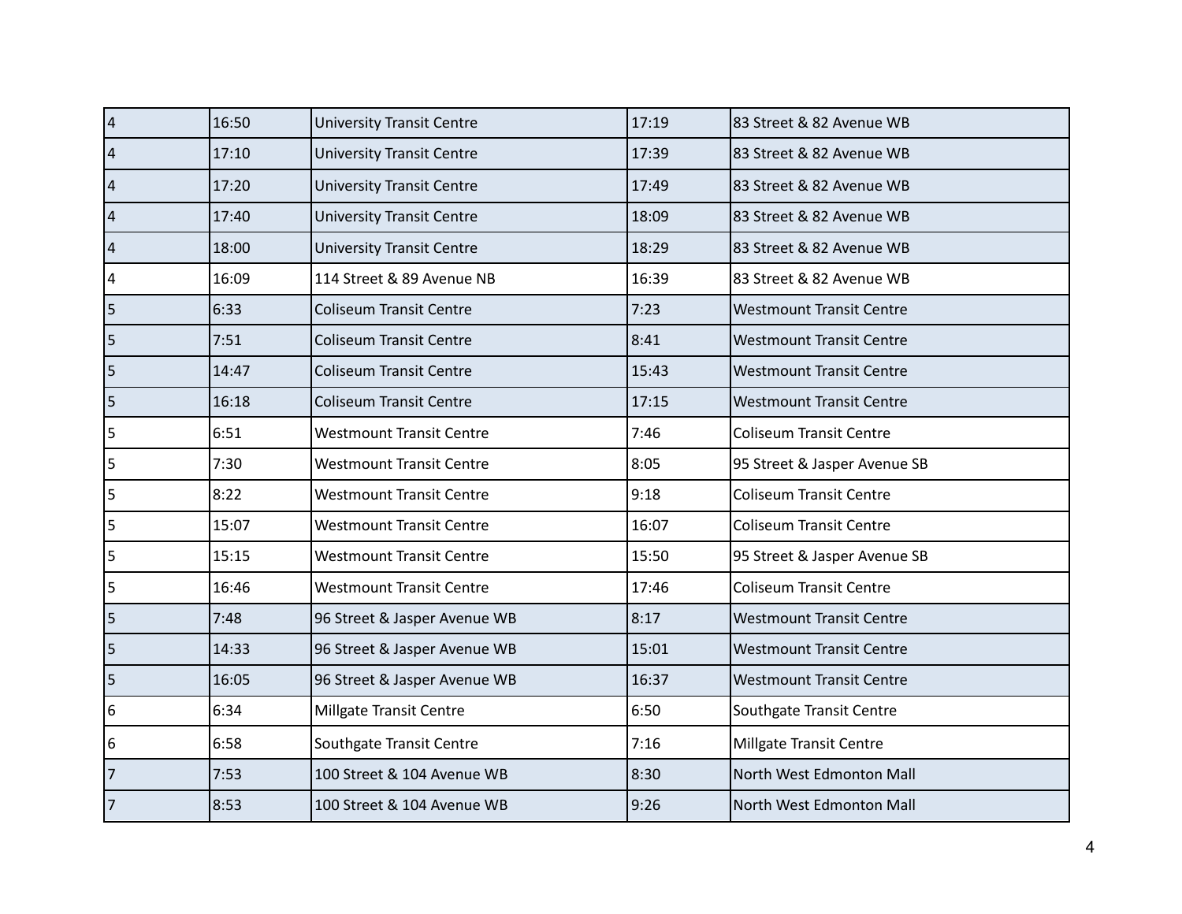| | | | | |
|---|---|---|---|---|
| 4 | 16:50 | University Transit Centre | 17:19 | 83 Street & 82 Avenue WB |
| 4 | 17:10 | University Transit Centre | 17:39 | 83 Street & 82 Avenue WB |
| 4 | 17:20 | University Transit Centre | 17:49 | 83 Street & 82 Avenue WB |
| 4 | 17:40 | University Transit Centre | 18:09 | 83 Street & 82 Avenue WB |
| 4 | 18:00 | University Transit Centre | 18:29 | 83 Street & 82 Avenue WB |
| 4 | 16:09 | 114 Street & 89 Avenue NB | 16:39 | 83 Street & 82 Avenue WB |
| 5 | 6:33 | Coliseum Transit Centre | 7:23 | Westmount Transit Centre |
| 5 | 7:51 | Coliseum Transit Centre | 8:41 | Westmount Transit Centre |
| 5 | 14:47 | Coliseum Transit Centre | 15:43 | Westmount Transit Centre |
| 5 | 16:18 | Coliseum Transit Centre | 17:15 | Westmount Transit Centre |
| 5 | 6:51 | Westmount Transit Centre | 7:46 | Coliseum Transit Centre |
| 5 | 7:30 | Westmount Transit Centre | 8:05 | 95 Street & Jasper Avenue SB |
| 5 | 8:22 | Westmount Transit Centre | 9:18 | Coliseum Transit Centre |
| 5 | 15:07 | Westmount Transit Centre | 16:07 | Coliseum Transit Centre |
| 5 | 15:15 | Westmount Transit Centre | 15:50 | 95 Street & Jasper Avenue SB |
| 5 | 16:46 | Westmount Transit Centre | 17:46 | Coliseum Transit Centre |
| 5 | 7:48 | 96 Street & Jasper Avenue WB | 8:17 | Westmount Transit Centre |
| 5 | 14:33 | 96 Street & Jasper Avenue WB | 15:01 | Westmount Transit Centre |
| 5 | 16:05 | 96 Street & Jasper Avenue WB | 16:37 | Westmount Transit Centre |
| 6 | 6:34 | Millgate Transit Centre | 6:50 | Southgate Transit Centre |
| 6 | 6:58 | Southgate Transit Centre | 7:16 | Millgate Transit Centre |
| 7 | 7:53 | 100 Street & 104 Avenue WB | 8:30 | North West Edmonton Mall |
| 7 | 8:53 | 100 Street & 104 Avenue WB | 9:26 | North West Edmonton Mall |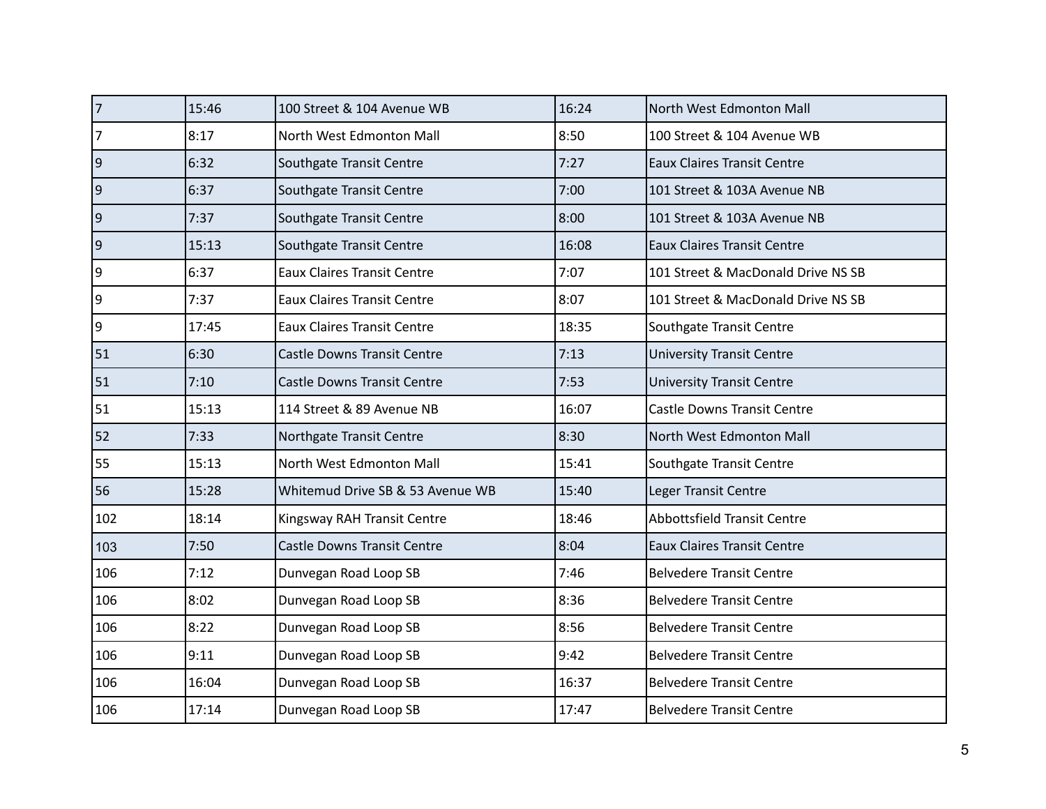| | | | | |
|---|---|---|---|---|
| 7 | 15:46 | 100 Street & 104 Avenue WB | 16:24 | North West Edmonton Mall |
| 7 | 8:17 | North West Edmonton Mall | 8:50 | 100 Street & 104 Avenue WB |
| 9 | 6:32 | Southgate Transit Centre | 7:27 | Eaux Claires Transit Centre |
| 9 | 6:37 | Southgate Transit Centre | 7:00 | 101 Street & 103A Avenue NB |
| 9 | 7:37 | Southgate Transit Centre | 8:00 | 101 Street & 103A Avenue NB |
| 9 | 15:13 | Southgate Transit Centre | 16:08 | Eaux Claires Transit Centre |
| 9 | 6:37 | Eaux Claires Transit Centre | 7:07 | 101 Street & MacDonald Drive NS SB |
| 9 | 7:37 | Eaux Claires Transit Centre | 8:07 | 101 Street & MacDonald Drive NS SB |
| 9 | 17:45 | Eaux Claires Transit Centre | 18:35 | Southgate Transit Centre |
| 51 | 6:30 | Castle Downs Transit Centre | 7:13 | University Transit Centre |
| 51 | 7:10 | Castle Downs Transit Centre | 7:53 | University Transit Centre |
| 51 | 15:13 | 114 Street & 89 Avenue NB | 16:07 | Castle Downs Transit Centre |
| 52 | 7:33 | Northgate Transit Centre | 8:30 | North West Edmonton Mall |
| 55 | 15:13 | North West Edmonton Mall | 15:41 | Southgate Transit Centre |
| 56 | 15:28 | Whitemud Drive SB & 53 Avenue WB | 15:40 | Leger Transit Centre |
| 102 | 18:14 | Kingsway RAH Transit Centre | 18:46 | Abbottsfield Transit Centre |
| 103 | 7:50 | Castle Downs Transit Centre | 8:04 | Eaux Claires Transit Centre |
| 106 | 7:12 | Dunvegan Road Loop SB | 7:46 | Belvedere Transit Centre |
| 106 | 8:02 | Dunvegan Road Loop SB | 8:36 | Belvedere Transit Centre |
| 106 | 8:22 | Dunvegan Road Loop SB | 8:56 | Belvedere Transit Centre |
| 106 | 9:11 | Dunvegan Road Loop SB | 9:42 | Belvedere Transit Centre |
| 106 | 16:04 | Dunvegan Road Loop SB | 16:37 | Belvedere Transit Centre |
| 106 | 17:14 | Dunvegan Road Loop SB | 17:47 | Belvedere Transit Centre |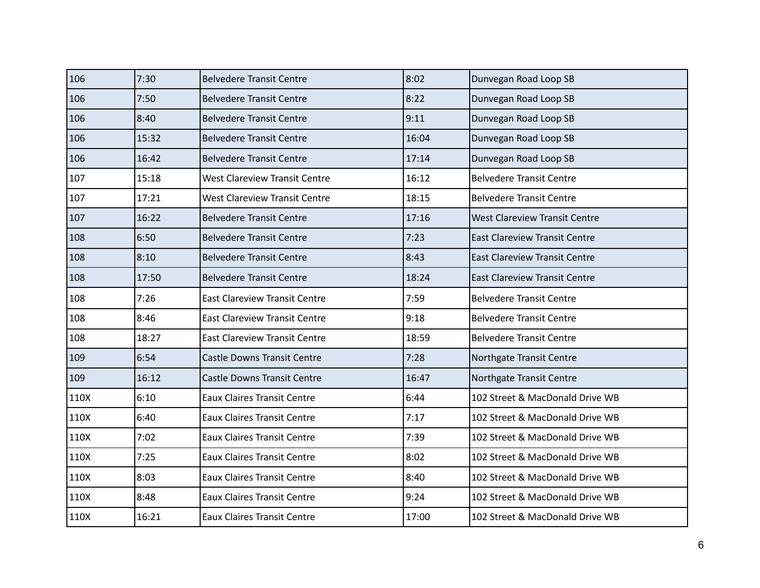| | | | | |
|---|---|---|---|---|
| 106 | 7:30 | Belvedere Transit Centre | 8:02 | Dunvegan Road Loop SB |
| 106 | 7:50 | Belvedere Transit Centre | 8:22 | Dunvegan Road Loop SB |
| 106 | 8:40 | Belvedere Transit Centre | 9:11 | Dunvegan Road Loop SB |
| 106 | 15:32 | Belvedere Transit Centre | 16:04 | Dunvegan Road Loop SB |
| 106 | 16:42 | Belvedere Transit Centre | 17:14 | Dunvegan Road Loop SB |
| 107 | 15:18 | West Clareview Transit Centre | 16:12 | Belvedere Transit Centre |
| 107 | 17:21 | West Clareview Transit Centre | 18:15 | Belvedere Transit Centre |
| 107 | 16:22 | Belvedere Transit Centre | 17:16 | West Clareview Transit Centre |
| 108 | 6:50 | Belvedere Transit Centre | 7:23 | East Clareview Transit Centre |
| 108 | 8:10 | Belvedere Transit Centre | 8:43 | East Clareview Transit Centre |
| 108 | 17:50 | Belvedere Transit Centre | 18:24 | East Clareview Transit Centre |
| 108 | 7:26 | East Clareview Transit Centre | 7:59 | Belvedere Transit Centre |
| 108 | 8:46 | East Clareview Transit Centre | 9:18 | Belvedere Transit Centre |
| 108 | 18:27 | East Clareview Transit Centre | 18:59 | Belvedere Transit Centre |
| 109 | 6:54 | Castle Downs Transit Centre | 7:28 | Northgate Transit Centre |
| 109 | 16:12 | Castle Downs Transit Centre | 16:47 | Northgate Transit Centre |
| 110X | 6:10 | Eaux Claires Transit Centre | 6:44 | 102 Street & MacDonald Drive WB |
| 110X | 6:40 | Eaux Claires Transit Centre | 7:17 | 102 Street & MacDonald Drive WB |
| 110X | 7:02 | Eaux Claires Transit Centre | 7:39 | 102 Street & MacDonald Drive WB |
| 110X | 7:25 | Eaux Claires Transit Centre | 8:02 | 102 Street & MacDonald Drive WB |
| 110X | 8:03 | Eaux Claires Transit Centre | 8:40 | 102 Street & MacDonald Drive WB |
| 110X | 8:48 | Eaux Claires Transit Centre | 9:24 | 102 Street & MacDonald Drive WB |
| 110X | 16:21 | Eaux Claires Transit Centre | 17:00 | 102 Street & MacDonald Drive WB |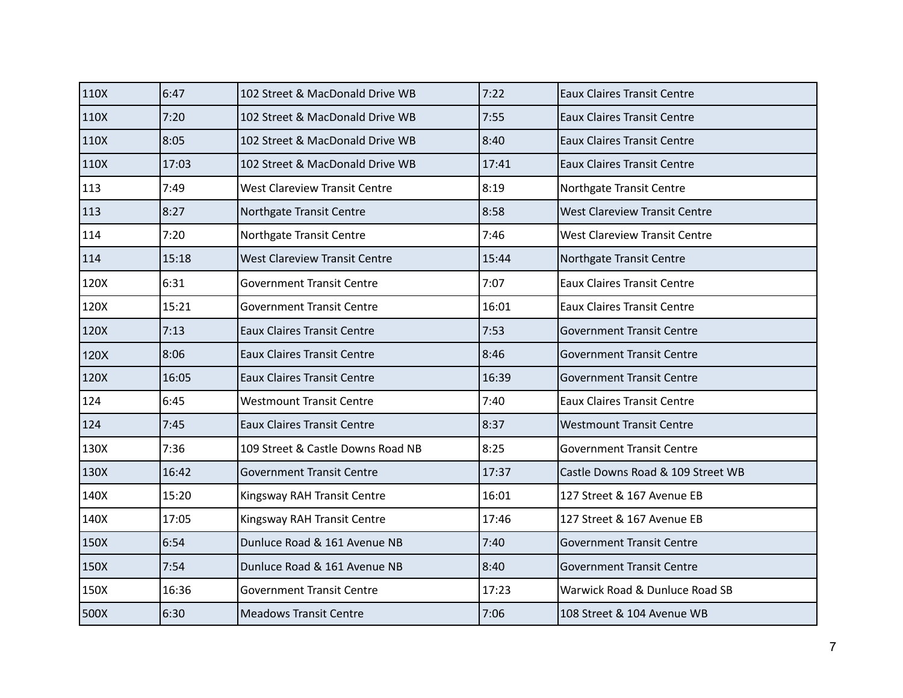| | | | | |
|---|---|---|---|---|
| 110X | 6:47 | 102 Street & MacDonald Drive WB | 7:22 | Eaux Claires Transit Centre |
| 110X | 7:20 | 102 Street & MacDonald Drive WB | 7:55 | Eaux Claires Transit Centre |
| 110X | 8:05 | 102 Street & MacDonald Drive WB | 8:40 | Eaux Claires Transit Centre |
| 110X | 17:03 | 102 Street & MacDonald Drive WB | 17:41 | Eaux Claires Transit Centre |
| 113 | 7:49 | West Clareview Transit Centre | 8:19 | Northgate Transit Centre |
| 113 | 8:27 | Northgate Transit Centre | 8:58 | West Clareview Transit Centre |
| 114 | 7:20 | Northgate Transit Centre | 7:46 | West Clareview Transit Centre |
| 114 | 15:18 | West Clareview Transit Centre | 15:44 | Northgate Transit Centre |
| 120X | 6:31 | Government Transit Centre | 7:07 | Eaux Claires Transit Centre |
| 120X | 15:21 | Government Transit Centre | 16:01 | Eaux Claires Transit Centre |
| 120X | 7:13 | Eaux Claires Transit Centre | 7:53 | Government Transit Centre |
| 120X | 8:06 | Eaux Claires Transit Centre | 8:46 | Government Transit Centre |
| 120X | 16:05 | Eaux Claires Transit Centre | 16:39 | Government Transit Centre |
| 124 | 6:45 | Westmount Transit Centre | 7:40 | Eaux Claires Transit Centre |
| 124 | 7:45 | Eaux Claires Transit Centre | 8:37 | Westmount Transit Centre |
| 130X | 7:36 | 109 Street & Castle Downs Road NB | 8:25 | Government Transit Centre |
| 130X | 16:42 | Government Transit Centre | 17:37 | Castle Downs Road & 109 Street WB |
| 140X | 15:20 | Kingsway RAH Transit Centre | 16:01 | 127 Street & 167 Avenue EB |
| 140X | 17:05 | Kingsway RAH Transit Centre | 17:46 | 127 Street & 167 Avenue EB |
| 150X | 6:54 | Dunluce Road & 161 Avenue NB | 7:40 | Government Transit Centre |
| 150X | 7:54 | Dunluce Road & 161 Avenue NB | 8:40 | Government Transit Centre |
| 150X | 16:36 | Government Transit Centre | 17:23 | Warwick Road & Dunluce Road SB |
| 500X | 6:30 | Meadows Transit Centre | 7:06 | 108 Street & 104 Avenue WB |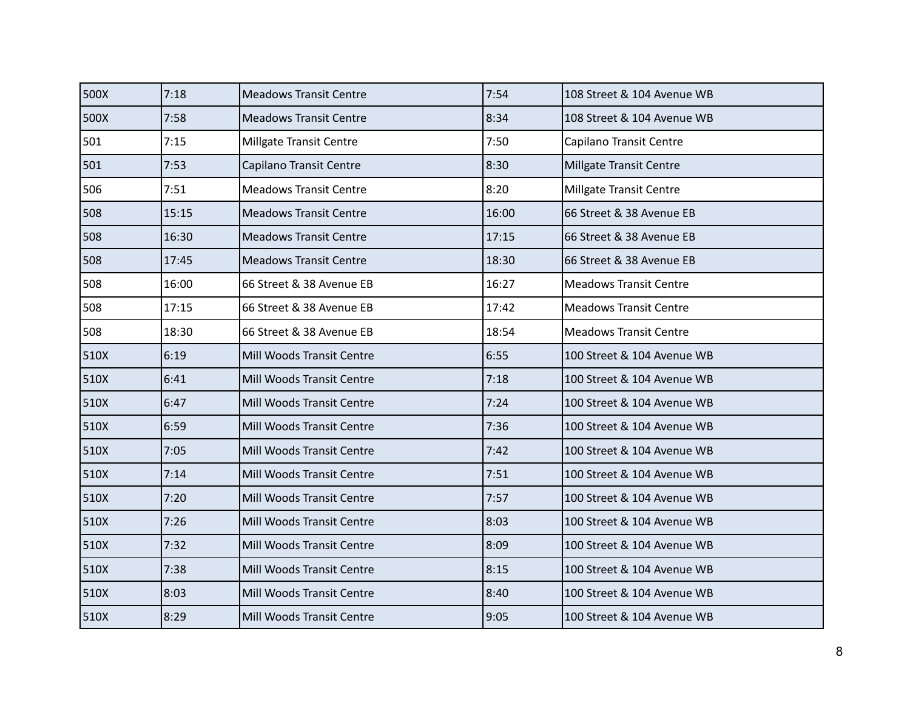| | | | | |
|---|---|---|---|---|
| 500X | 7:18 | Meadows Transit Centre | 7:54 | 108 Street & 104 Avenue WB |
| 500X | 7:58 | Meadows Transit Centre | 8:34 | 108 Street & 104 Avenue WB |
| 501 | 7:15 | Millgate Transit Centre | 7:50 | Capilano Transit Centre |
| 501 | 7:53 | Capilano Transit Centre | 8:30 | Millgate Transit Centre |
| 506 | 7:51 | Meadows Transit Centre | 8:20 | Millgate Transit Centre |
| 508 | 15:15 | Meadows Transit Centre | 16:00 | 66 Street & 38 Avenue EB |
| 508 | 16:30 | Meadows Transit Centre | 17:15 | 66 Street & 38 Avenue EB |
| 508 | 17:45 | Meadows Transit Centre | 18:30 | 66 Street & 38 Avenue EB |
| 508 | 16:00 | 66 Street & 38 Avenue EB | 16:27 | Meadows Transit Centre |
| 508 | 17:15 | 66 Street & 38 Avenue EB | 17:42 | Meadows Transit Centre |
| 508 | 18:30 | 66 Street & 38 Avenue EB | 18:54 | Meadows Transit Centre |
| 510X | 6:19 | Mill Woods Transit Centre | 6:55 | 100 Street & 104 Avenue WB |
| 510X | 6:41 | Mill Woods Transit Centre | 7:18 | 100 Street & 104 Avenue WB |
| 510X | 6:47 | Mill Woods Transit Centre | 7:24 | 100 Street & 104 Avenue WB |
| 510X | 6:59 | Mill Woods Transit Centre | 7:36 | 100 Street & 104 Avenue WB |
| 510X | 7:05 | Mill Woods Transit Centre | 7:42 | 100 Street & 104 Avenue WB |
| 510X | 7:14 | Mill Woods Transit Centre | 7:51 | 100 Street & 104 Avenue WB |
| 510X | 7:20 | Mill Woods Transit Centre | 7:57 | 100 Street & 104 Avenue WB |
| 510X | 7:26 | Mill Woods Transit Centre | 8:03 | 100 Street & 104 Avenue WB |
| 510X | 7:32 | Mill Woods Transit Centre | 8:09 | 100 Street & 104 Avenue WB |
| 510X | 7:38 | Mill Woods Transit Centre | 8:15 | 100 Street & 104 Avenue WB |
| 510X | 8:03 | Mill Woods Transit Centre | 8:40 | 100 Street & 104 Avenue WB |
| 510X | 8:29 | Mill Woods Transit Centre | 9:05 | 100 Street & 104 Avenue WB |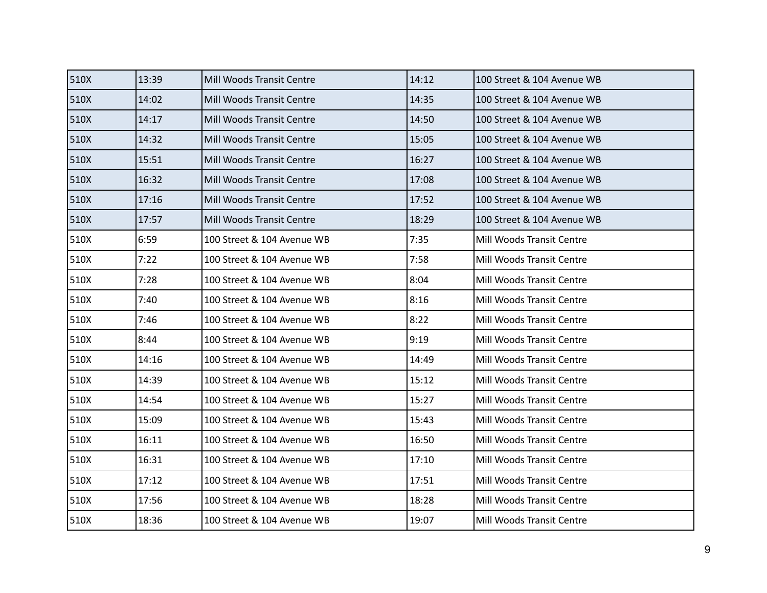| | | | | |
|---|---|---|---|---|
| 510X | 13:39 | Mill Woods Transit Centre | 14:12 | 100 Street & 104 Avenue WB |
| 510X | 14:02 | Mill Woods Transit Centre | 14:35 | 100 Street & 104 Avenue WB |
| 510X | 14:17 | Mill Woods Transit Centre | 14:50 | 100 Street & 104 Avenue WB |
| 510X | 14:32 | Mill Woods Transit Centre | 15:05 | 100 Street & 104 Avenue WB |
| 510X | 15:51 | Mill Woods Transit Centre | 16:27 | 100 Street & 104 Avenue WB |
| 510X | 16:32 | Mill Woods Transit Centre | 17:08 | 100 Street & 104 Avenue WB |
| 510X | 17:16 | Mill Woods Transit Centre | 17:52 | 100 Street & 104 Avenue WB |
| 510X | 17:57 | Mill Woods Transit Centre | 18:29 | 100 Street & 104 Avenue WB |
| 510X | 6:59 | 100 Street & 104 Avenue WB | 7:35 | Mill Woods Transit Centre |
| 510X | 7:22 | 100 Street & 104 Avenue WB | 7:58 | Mill Woods Transit Centre |
| 510X | 7:28 | 100 Street & 104 Avenue WB | 8:04 | Mill Woods Transit Centre |
| 510X | 7:40 | 100 Street & 104 Avenue WB | 8:16 | Mill Woods Transit Centre |
| 510X | 7:46 | 100 Street & 104 Avenue WB | 8:22 | Mill Woods Transit Centre |
| 510X | 8:44 | 100 Street & 104 Avenue WB | 9:19 | Mill Woods Transit Centre |
| 510X | 14:16 | 100 Street & 104 Avenue WB | 14:49 | Mill Woods Transit Centre |
| 510X | 14:39 | 100 Street & 104 Avenue WB | 15:12 | Mill Woods Transit Centre |
| 510X | 14:54 | 100 Street & 104 Avenue WB | 15:27 | Mill Woods Transit Centre |
| 510X | 15:09 | 100 Street & 104 Avenue WB | 15:43 | Mill Woods Transit Centre |
| 510X | 16:11 | 100 Street & 104 Avenue WB | 16:50 | Mill Woods Transit Centre |
| 510X | 16:31 | 100 Street & 104 Avenue WB | 17:10 | Mill Woods Transit Centre |
| 510X | 17:12 | 100 Street & 104 Avenue WB | 17:51 | Mill Woods Transit Centre |
| 510X | 17:56 | 100 Street & 104 Avenue WB | 18:28 | Mill Woods Transit Centre |
| 510X | 18:36 | 100 Street & 104 Avenue WB | 19:07 | Mill Woods Transit Centre |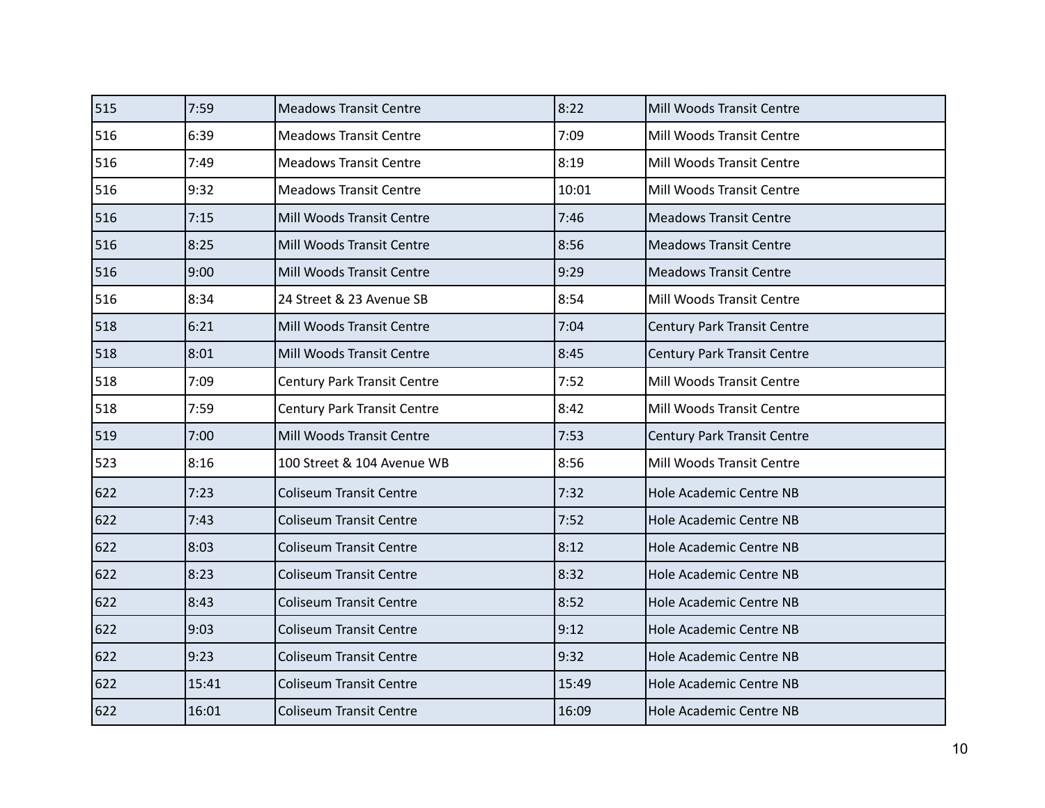| | | | | |
|---|---|---|---|---|
| 515 | 7:59 | Meadows Transit Centre | 8:22 | Mill Woods Transit Centre |
| 516 | 6:39 | Meadows Transit Centre | 7:09 | Mill Woods Transit Centre |
| 516 | 7:49 | Meadows Transit Centre | 8:19 | Mill Woods Transit Centre |
| 516 | 9:32 | Meadows Transit Centre | 10:01 | Mill Woods Transit Centre |
| 516 | 7:15 | Mill Woods Transit Centre | 7:46 | Meadows Transit Centre |
| 516 | 8:25 | Mill Woods Transit Centre | 8:56 | Meadows Transit Centre |
| 516 | 9:00 | Mill Woods Transit Centre | 9:29 | Meadows Transit Centre |
| 516 | 8:34 | 24 Street & 23 Avenue SB | 8:54 | Mill Woods Transit Centre |
| 518 | 6:21 | Mill Woods Transit Centre | 7:04 | Century Park Transit Centre |
| 518 | 8:01 | Mill Woods Transit Centre | 8:45 | Century Park Transit Centre |
| 518 | 7:09 | Century Park Transit Centre | 7:52 | Mill Woods Transit Centre |
| 518 | 7:59 | Century Park Transit Centre | 8:42 | Mill Woods Transit Centre |
| 519 | 7:00 | Mill Woods Transit Centre | 7:53 | Century Park Transit Centre |
| 523 | 8:16 | 100 Street & 104 Avenue WB | 8:56 | Mill Woods Transit Centre |
| 622 | 7:23 | Coliseum Transit Centre | 7:32 | Hole Academic Centre NB |
| 622 | 7:43 | Coliseum Transit Centre | 7:52 | Hole Academic Centre NB |
| 622 | 8:03 | Coliseum Transit Centre | 8:12 | Hole Academic Centre NB |
| 622 | 8:23 | Coliseum Transit Centre | 8:32 | Hole Academic Centre NB |
| 622 | 8:43 | Coliseum Transit Centre | 8:52 | Hole Academic Centre NB |
| 622 | 9:03 | Coliseum Transit Centre | 9:12 | Hole Academic Centre NB |
| 622 | 9:23 | Coliseum Transit Centre | 9:32 | Hole Academic Centre NB |
| 622 | 15:41 | Coliseum Transit Centre | 15:49 | Hole Academic Centre NB |
| 622 | 16:01 | Coliseum Transit Centre | 16:09 | Hole Academic Centre NB |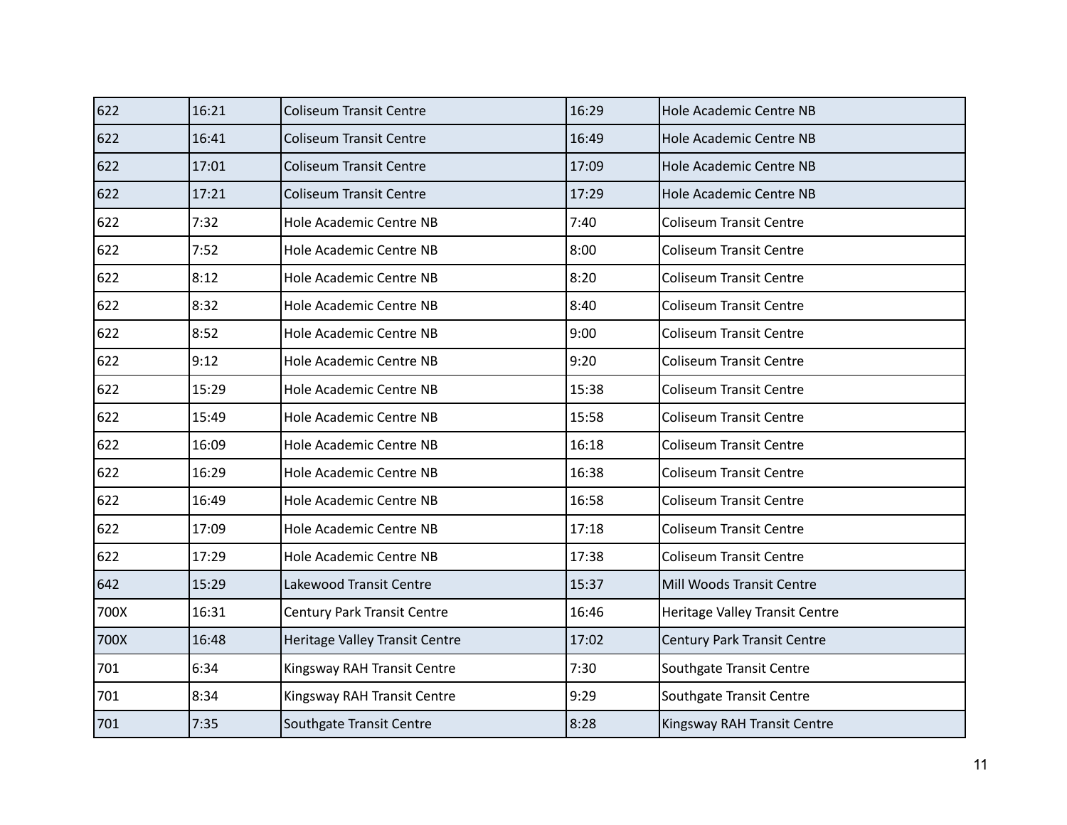| 622 | 16:21 | Coliseum Transit Centre | 16:29 | Hole Academic Centre NB |
|---|---|---|---|---|
| 622 | 16:41 | Coliseum Transit Centre | 16:49 | Hole Academic Centre NB |
| 622 | 17:01 | Coliseum Transit Centre | 17:09 | Hole Academic Centre NB |
| 622 | 17:21 | Coliseum Transit Centre | 17:29 | Hole Academic Centre NB |
| 622 | 7:32 | Hole Academic Centre NB | 7:40 | Coliseum Transit Centre |
| 622 | 7:52 | Hole Academic Centre NB | 8:00 | Coliseum Transit Centre |
| 622 | 8:12 | Hole Academic Centre NB | 8:20 | Coliseum Transit Centre |
| 622 | 8:32 | Hole Academic Centre NB | 8:40 | Coliseum Transit Centre |
| 622 | 8:52 | Hole Academic Centre NB | 9:00 | Coliseum Transit Centre |
| 622 | 9:12 | Hole Academic Centre NB | 9:20 | Coliseum Transit Centre |
| 622 | 15:29 | Hole Academic Centre NB | 15:38 | Coliseum Transit Centre |
| 622 | 15:49 | Hole Academic Centre NB | 15:58 | Coliseum Transit Centre |
| 622 | 16:09 | Hole Academic Centre NB | 16:18 | Coliseum Transit Centre |
| 622 | 16:29 | Hole Academic Centre NB | 16:38 | Coliseum Transit Centre |
| 622 | 16:49 | Hole Academic Centre NB | 16:58 | Coliseum Transit Centre |
| 622 | 17:09 | Hole Academic Centre NB | 17:18 | Coliseum Transit Centre |
| 622 | 17:29 | Hole Academic Centre NB | 17:38 | Coliseum Transit Centre |
| 642 | 15:29 | Lakewood Transit Centre | 15:37 | Mill Woods Transit Centre |
| 700X | 16:31 | Century Park Transit Centre | 16:46 | Heritage Valley Transit Centre |
| 700X | 16:48 | Heritage Valley Transit Centre | 17:02 | Century Park Transit Centre |
| 701 | 6:34 | Kingsway RAH Transit Centre | 7:30 | Southgate Transit Centre |
| 701 | 8:34 | Kingsway RAH Transit Centre | 9:29 | Southgate Transit Centre |
| 701 | 7:35 | Southgate Transit Centre | 8:28 | Kingsway RAH Transit Centre |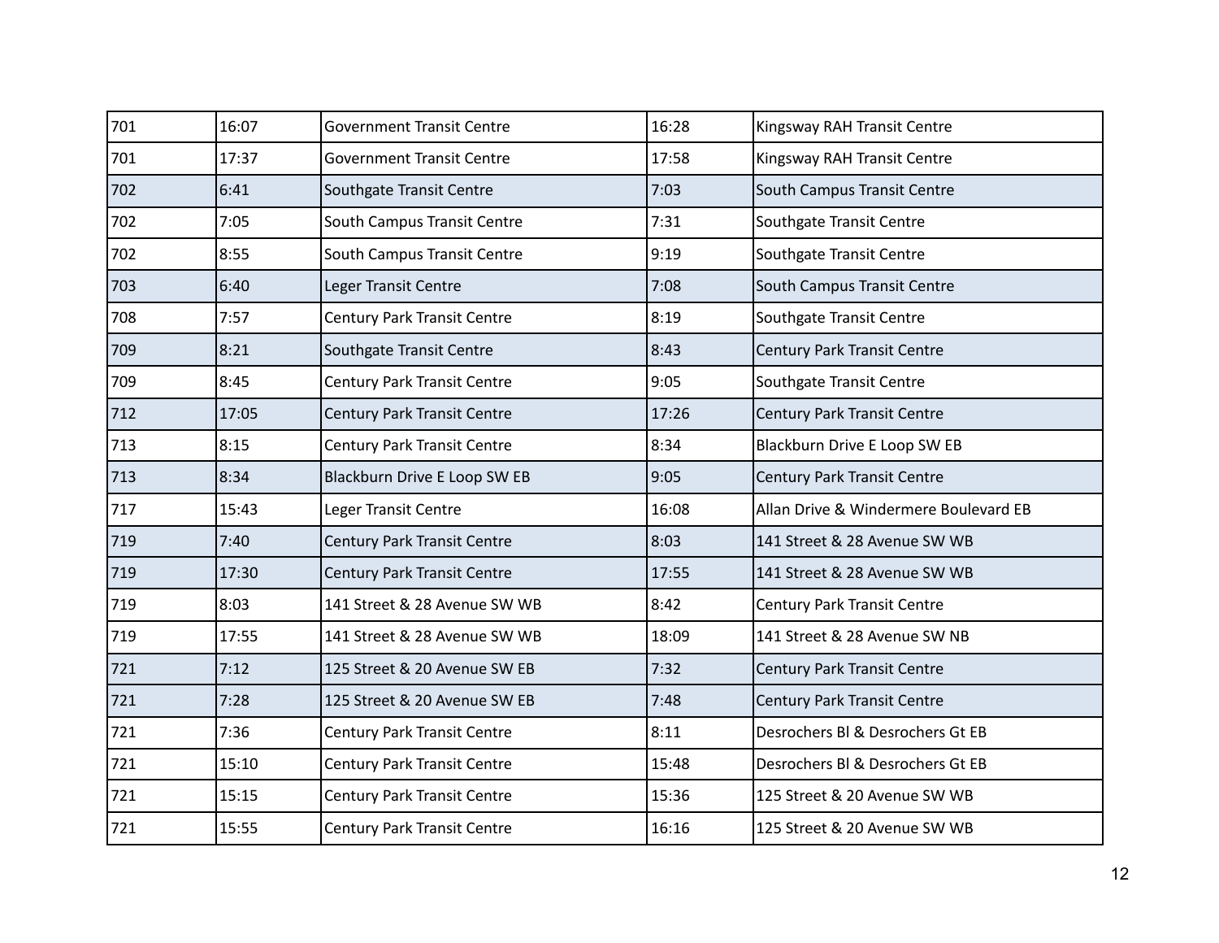| 701 | 16:07 | Government Transit Centre | 16:28 | Kingsway RAH Transit Centre |
|---|---|---|---|---|
| 701 | 17:37 | Government Transit Centre | 17:58 | Kingsway RAH Transit Centre |
| 702 | 6:41 | Southgate Transit Centre | 7:03 | South Campus Transit Centre |
| 702 | 7:05 | South Campus Transit Centre | 7:31 | Southgate Transit Centre |
| 702 | 8:55 | South Campus Transit Centre | 9:19 | Southgate Transit Centre |
| 703 | 6:40 | Leger Transit Centre | 7:08 | South Campus Transit Centre |
| 708 | 7:57 | Century Park Transit Centre | 8:19 | Southgate Transit Centre |
| 709 | 8:21 | Southgate Transit Centre | 8:43 | Century Park Transit Centre |
| 709 | 8:45 | Century Park Transit Centre | 9:05 | Southgate Transit Centre |
| 712 | 17:05 | Century Park Transit Centre | 17:26 | Century Park Transit Centre |
| 713 | 8:15 | Century Park Transit Centre | 8:34 | Blackburn Drive E Loop SW EB |
| 713 | 8:34 | Blackburn Drive E Loop SW EB | 9:05 | Century Park Transit Centre |
| 717 | 15:43 | Leger Transit Centre | 16:08 | Allan Drive & Windermere Boulevard EB |
| 719 | 7:40 | Century Park Transit Centre | 8:03 | 141 Street & 28 Avenue SW WB |
| 719 | 17:30 | Century Park Transit Centre | 17:55 | 141 Street & 28 Avenue SW WB |
| 719 | 8:03 | 141 Street & 28 Avenue SW WB | 8:42 | Century Park Transit Centre |
| 719 | 17:55 | 141 Street & 28 Avenue SW WB | 18:09 | 141 Street & 28 Avenue SW NB |
| 721 | 7:12 | 125 Street & 20 Avenue SW EB | 7:32 | Century Park Transit Centre |
| 721 | 7:28 | 125 Street & 20 Avenue SW EB | 7:48 | Century Park Transit Centre |
| 721 | 7:36 | Century Park Transit Centre | 8:11 | Desrochers Bl & Desrochers Gt EB |
| 721 | 15:10 | Century Park Transit Centre | 15:48 | Desrochers Bl & Desrochers Gt EB |
| 721 | 15:15 | Century Park Transit Centre | 15:36 | 125 Street & 20 Avenue SW WB |
| 721 | 15:55 | Century Park Transit Centre | 16:16 | 125 Street & 20 Avenue SW WB |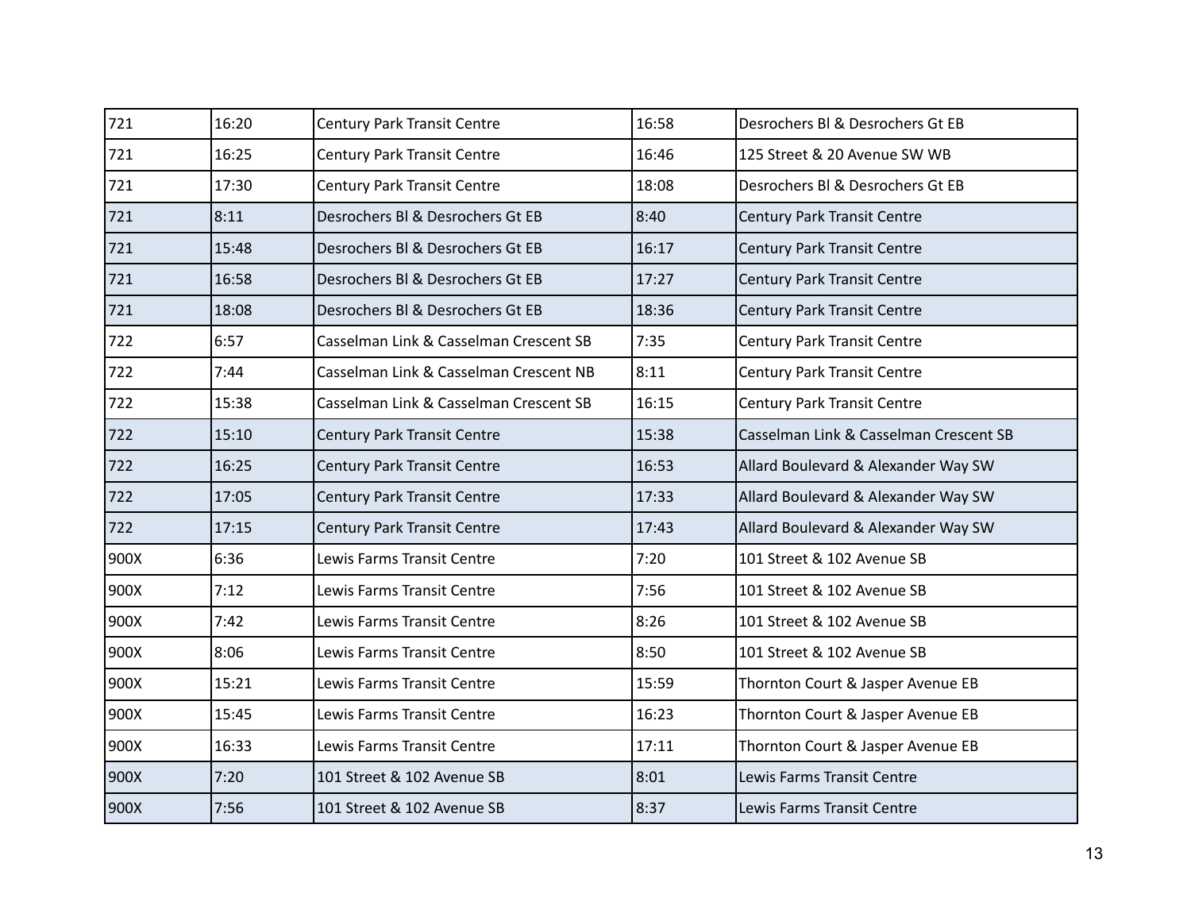| 721 | 16:20 | Century Park Transit Centre | 16:58 | Desrochers Bl & Desrochers Gt EB |
|---|---|---|---|---|
| 721 | 16:25 | Century Park Transit Centre | 16:46 | 125 Street & 20 Avenue SW WB |
| 721 | 17:30 | Century Park Transit Centre | 18:08 | Desrochers Bl & Desrochers Gt EB |
| 721 | 8:11 | Desrochers Bl & Desrochers Gt EB | 8:40 | Century Park Transit Centre |
| 721 | 15:48 | Desrochers Bl & Desrochers Gt EB | 16:17 | Century Park Transit Centre |
| 721 | 16:58 | Desrochers Bl & Desrochers Gt EB | 17:27 | Century Park Transit Centre |
| 721 | 18:08 | Desrochers Bl & Desrochers Gt EB | 18:36 | Century Park Transit Centre |
| 722 | 6:57 | Casselman Link & Casselman Crescent SB | 7:35 | Century Park Transit Centre |
| 722 | 7:44 | Casselman Link & Casselman Crescent NB | 8:11 | Century Park Transit Centre |
| 722 | 15:38 | Casselman Link & Casselman Crescent SB | 16:15 | Century Park Transit Centre |
| 722 | 15:10 | Century Park Transit Centre | 15:38 | Casselman Link & Casselman Crescent SB |
| 722 | 16:25 | Century Park Transit Centre | 16:53 | Allard Boulevard & Alexander Way SW |
| 722 | 17:05 | Century Park Transit Centre | 17:33 | Allard Boulevard & Alexander Way SW |
| 722 | 17:15 | Century Park Transit Centre | 17:43 | Allard Boulevard & Alexander Way SW |
| 900X | 6:36 | Lewis Farms Transit Centre | 7:20 | 101 Street & 102 Avenue SB |
| 900X | 7:12 | Lewis Farms Transit Centre | 7:56 | 101 Street & 102 Avenue SB |
| 900X | 7:42 | Lewis Farms Transit Centre | 8:26 | 101 Street & 102 Avenue SB |
| 900X | 8:06 | Lewis Farms Transit Centre | 8:50 | 101 Street & 102 Avenue SB |
| 900X | 15:21 | Lewis Farms Transit Centre | 15:59 | Thornton Court & Jasper Avenue EB |
| 900X | 15:45 | Lewis Farms Transit Centre | 16:23 | Thornton Court & Jasper Avenue EB |
| 900X | 16:33 | Lewis Farms Transit Centre | 17:11 | Thornton Court & Jasper Avenue EB |
| 900X | 7:20 | 101 Street & 102 Avenue SB | 8:01 | Lewis Farms Transit Centre |
| 900X | 7:56 | 101 Street & 102 Avenue SB | 8:37 | Lewis Farms Transit Centre |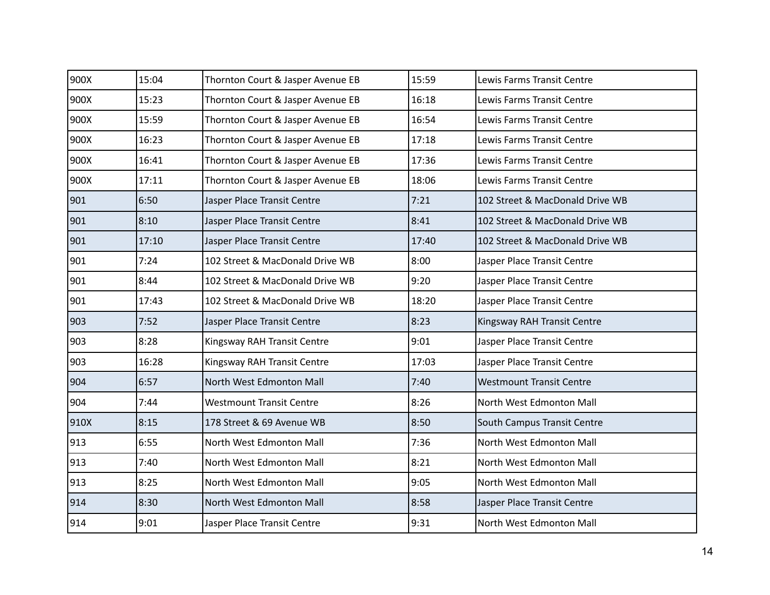| | | | | |
|---|---|---|---|---|
| 900X | 15:04 | Thornton Court & Jasper Avenue EB | 15:59 | Lewis Farms Transit Centre |
| 900X | 15:23 | Thornton Court & Jasper Avenue EB | 16:18 | Lewis Farms Transit Centre |
| 900X | 15:59 | Thornton Court & Jasper Avenue EB | 16:54 | Lewis Farms Transit Centre |
| 900X | 16:23 | Thornton Court & Jasper Avenue EB | 17:18 | Lewis Farms Transit Centre |
| 900X | 16:41 | Thornton Court & Jasper Avenue EB | 17:36 | Lewis Farms Transit Centre |
| 900X | 17:11 | Thornton Court & Jasper Avenue EB | 18:06 | Lewis Farms Transit Centre |
| 901 | 6:50 | Jasper Place Transit Centre | 7:21 | 102 Street & MacDonald Drive WB |
| 901 | 8:10 | Jasper Place Transit Centre | 8:41 | 102 Street & MacDonald Drive WB |
| 901 | 17:10 | Jasper Place Transit Centre | 17:40 | 102 Street & MacDonald Drive WB |
| 901 | 7:24 | 102 Street & MacDonald Drive WB | 8:00 | Jasper Place Transit Centre |
| 901 | 8:44 | 102 Street & MacDonald Drive WB | 9:20 | Jasper Place Transit Centre |
| 901 | 17:43 | 102 Street & MacDonald Drive WB | 18:20 | Jasper Place Transit Centre |
| 903 | 7:52 | Jasper Place Transit Centre | 8:23 | Kingsway RAH Transit Centre |
| 903 | 8:28 | Kingsway RAH Transit Centre | 9:01 | Jasper Place Transit Centre |
| 903 | 16:28 | Kingsway RAH Transit Centre | 17:03 | Jasper Place Transit Centre |
| 904 | 6:57 | North West Edmonton Mall | 7:40 | Westmount Transit Centre |
| 904 | 7:44 | Westmount Transit Centre | 8:26 | North West Edmonton Mall |
| 910X | 8:15 | 178 Street & 69 Avenue WB | 8:50 | South Campus Transit Centre |
| 913 | 6:55 | North West Edmonton Mall | 7:36 | North West Edmonton Mall |
| 913 | 7:40 | North West Edmonton Mall | 8:21 | North West Edmonton Mall |
| 913 | 8:25 | North West Edmonton Mall | 9:05 | North West Edmonton Mall |
| 914 | 8:30 | North West Edmonton Mall | 8:58 | Jasper Place Transit Centre |
| 914 | 9:01 | Jasper Place Transit Centre | 9:31 | North West Edmonton Mall |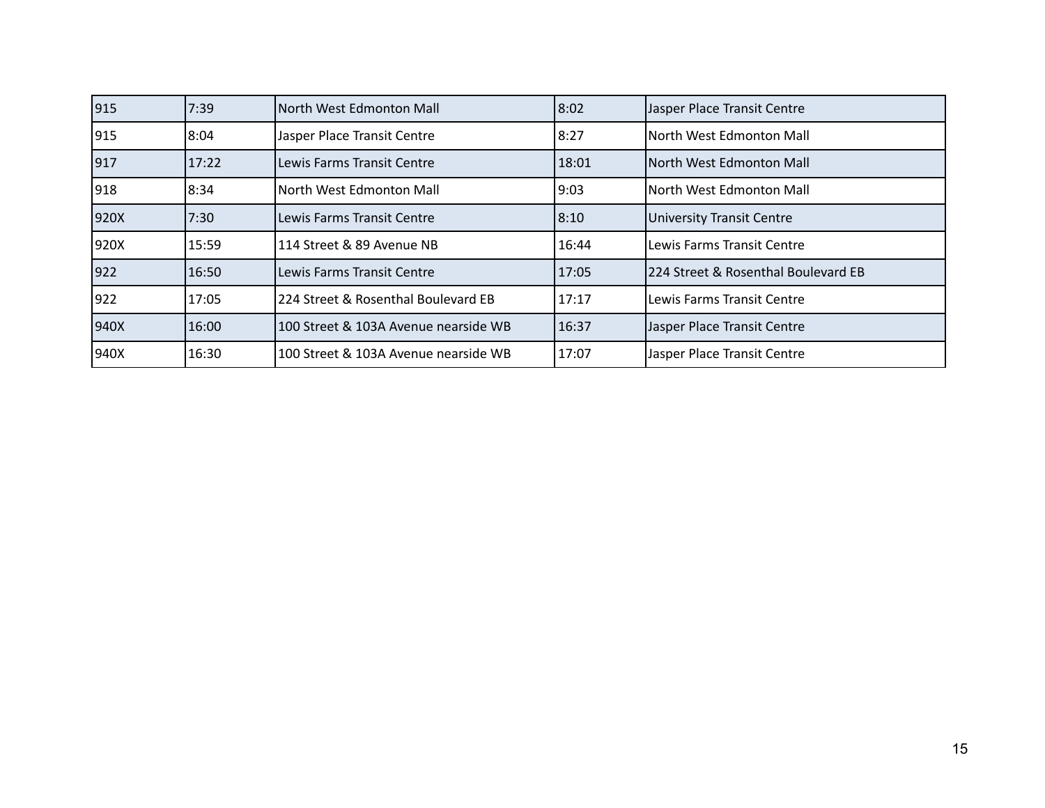| | | | | |
|---|---|---|---|---|
| 915 | 7:39 | North West Edmonton Mall | 8:02 | Jasper Place Transit Centre |
| 915 | 8:04 | Jasper Place Transit Centre | 8:27 | North West Edmonton Mall |
| 917 | 17:22 | Lewis Farms Transit Centre | 18:01 | North West Edmonton Mall |
| 918 | 8:34 | North West Edmonton Mall | 9:03 | North West Edmonton Mall |
| 920X | 7:30 | Lewis Farms Transit Centre | 8:10 | University Transit Centre |
| 920X | 15:59 | 114 Street & 89 Avenue NB | 16:44 | Lewis Farms Transit Centre |
| 922 | 16:50 | Lewis Farms Transit Centre | 17:05 | 224 Street & Rosenthal Boulevard EB |
| 922 | 17:05 | 224 Street & Rosenthal Boulevard EB | 17:17 | Lewis Farms Transit Centre |
| 940X | 16:00 | 100 Street & 103A Avenue nearside WB | 16:37 | Jasper Place Transit Centre |
| 940X | 16:30 | 100 Street & 103A Avenue nearside WB | 17:07 | Jasper Place Transit Centre |